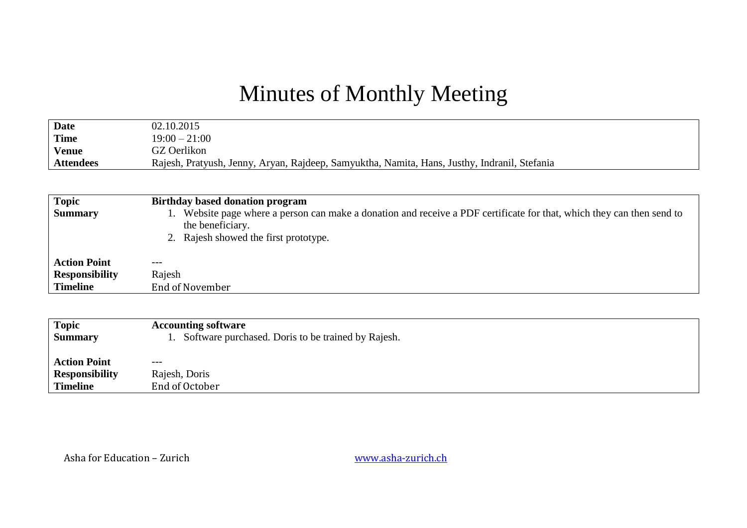# Minutes of Monthly Meeting

| | |
|---|---|
| **Date** | 02.10.2015 |
| **Time** | 19:00 – 21:00 |
| **Venue** | GZ Oerlikon |
| **Attendees** | Rajesh, Pratyush, Jenny, Aryan, Rajdeep, Samyuktha, Namita, Hans, Justhy, Indranil, Stefania |

| | |
|---|---|
| **Topic** | **Birthday based donation program** |
| **Summary** | 1. Website page where a person can make a donation and receive a PDF certificate for that, which they can then send to the beneficiary.<br>2. Rajesh showed the first prototype. |
| **Action Point** | --- |
| **Responsibility** | Rajesh |
| **Timeline** | End of November |

| | |
|---|---|
| **Topic** | **Accounting software** |
| **Summary** | 1. Software purchased. Doris to be trained by Rajesh. |
| **Action Point** | --- |
| **Responsibility** | Rajesh, Doris |
| **Timeline** | End of October |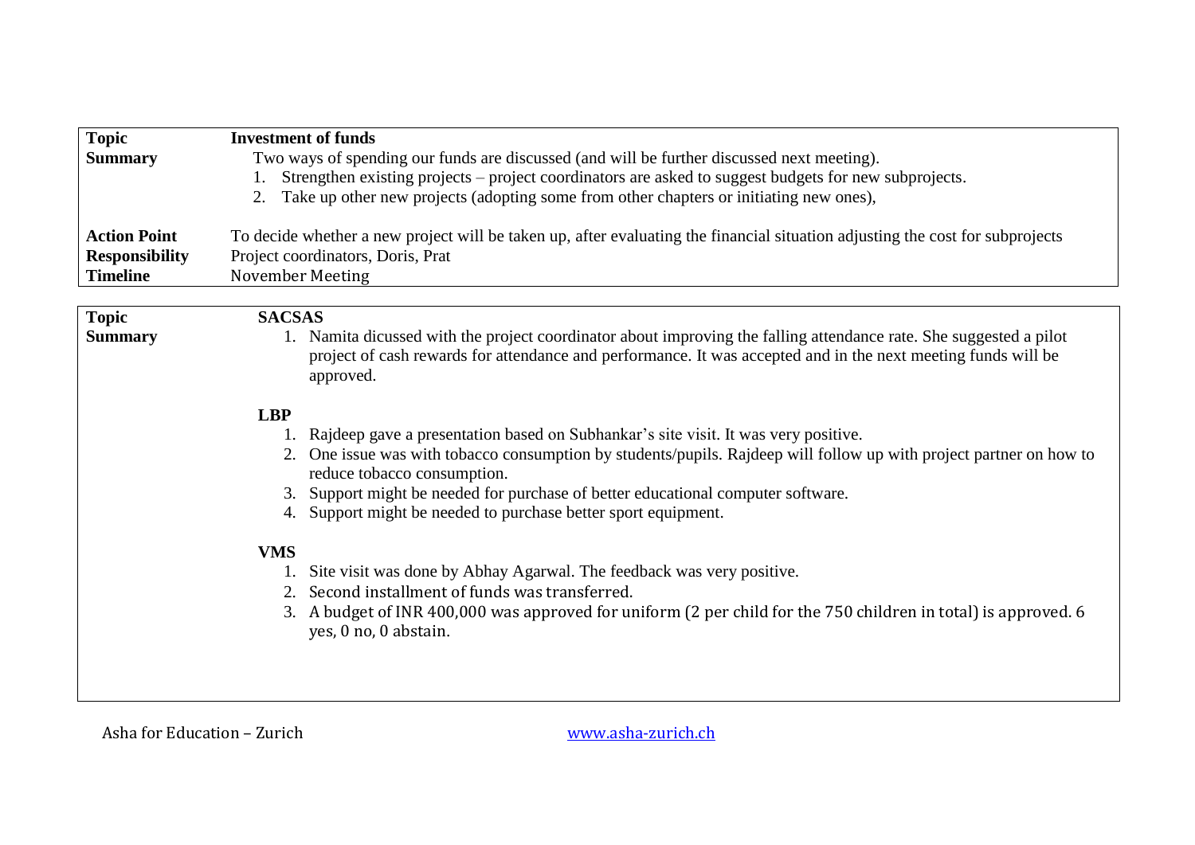| **Topic** | **Investment of funds** |
|---|---|
| **Summary** | Two ways of spending our funds are discussed (and will be further discussed next meeting).<br>1. Strengthen existing projects – project coordinators are asked to suggest budgets for new subprojects.<br>2. Take up other new projects (adopting some from other chapters or initiating new ones), |
| **Action Point** | To decide whether a new project will be taken up, after evaluating the financial situation adjusting the cost for subprojects |
| **Responsibility** | Project coordinators, Doris, Prat |
| **Timeline** | November Meeting |

| **Topic** | **SACSAS** |
|---|---|
| **Summary** | 1. Namita dicussed with the project coordinator about improving the falling attendance rate. She suggested a pilot project of cash rewards for attendance and performance. It was accepted and in the next meeting funds will be approved.<br><br>**LBP**<br>1. Rajdeep gave a presentation based on Subhankar's site visit. It was very positive.<br>2. One issue was with tobacco consumption by students/pupils. Rajdeep will follow up with project partner on how to reduce tobacco consumption.<br>3. Support might be needed for purchase of better educational computer software.<br>4. Support might be needed to purchase better sport equipment.<br><br>**VMS**<br>1. Site visit was done by Abhay Agarwal. The feedback was very positive.<br>2. Second installment of funds was transferred.<br>3. A budget of INR 400,000 was approved for uniform (2 per child for the 750 children in total) is approved. 6 yes, 0 no, 0 abstain. |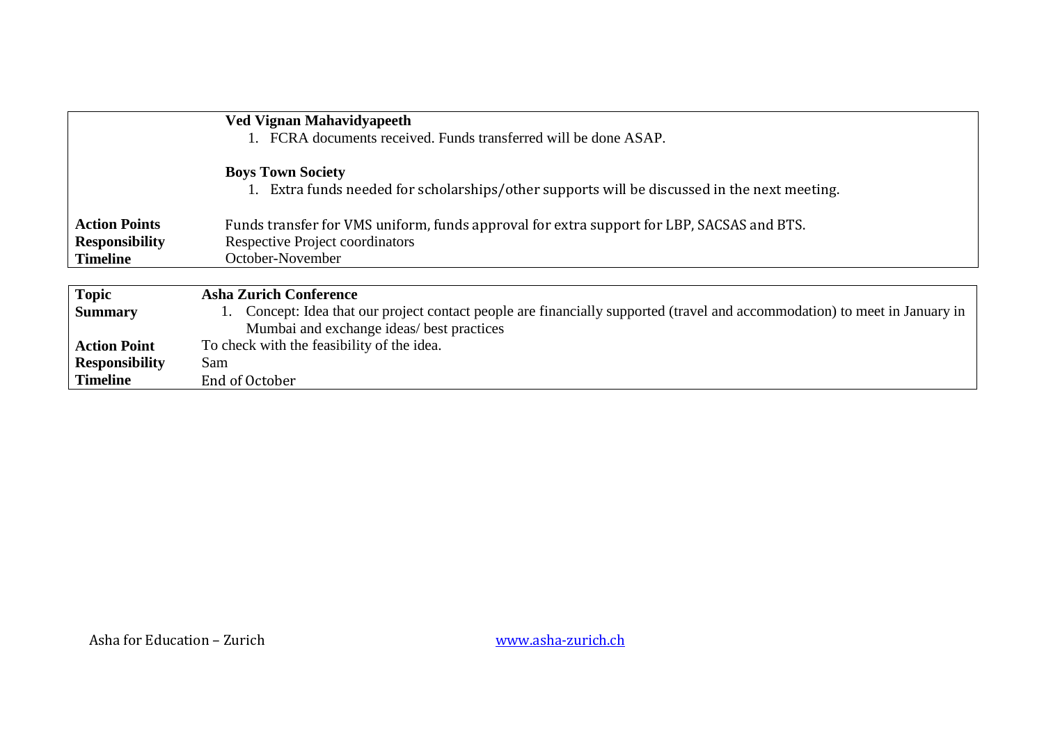| | |
|---|---|
| | **Ved Vignan Mahavidyapeeth**<br>1. FCRA documents received. Funds transferred will be done ASAP.<br><br>**Boys Town Society**<br>1. Extra funds needed for scholarships/other supports will be discussed in the next meeting. |
| **Action Points** | Funds transfer for VMS uniform, funds approval for extra support for LBP, SACSAS and BTS. |
| **Responsibility** | Respective Project coordinators |
| **Timeline** | October-November |

| | |
|---|---|
| **Topic** | **Asha Zurich Conference** |
| **Summary** | 1. Concept: Idea that our project contact people are financially supported (travel and accommodation) to meet in January in Mumbai and exchange ideas/ best practices |
| **Action Point** | To check with the feasibility of the idea. |
| **Responsibility** | Sam |
| **Timeline** | End of October |